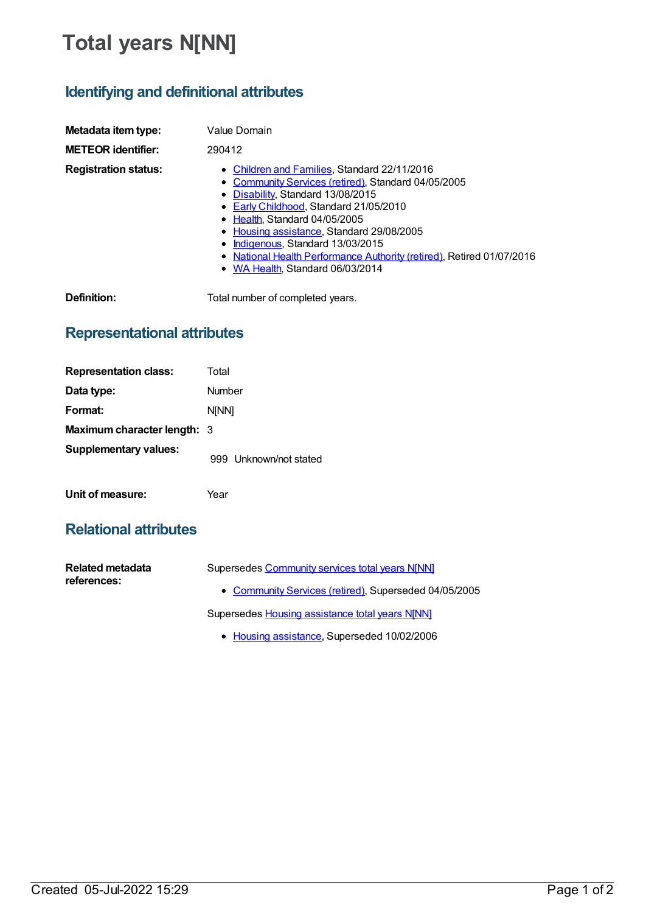# Total years N[NN]

## Identifying and definitional attributes

**Metadata item type:** Value Domain

**METEOR identifier:** 290412

**Registration status:**

- Children and Families, Standard 22/11/2016
- Community Services (retired), Standard 04/05/2005
- Disability, Standard 13/08/2015
- Early Childhood, Standard 21/05/2010
- Health, Standard 04/05/2005
- Housing assistance, Standard 29/08/2005
- Indigenous, Standard 13/03/2015
- National Health Performance Authority (retired), Retired 01/07/2016
- WA Health, Standard 06/03/2014

**Definition:** Total number of completed years.

## Representational attributes

**Representation class:** Total

**Data type:** Number

**Format:** N[NN]

**Maximum character length:** 3

**Supplementary values:**

| Value | Meaning |
| --- | --- |
| 999 | Unknown/not stated |

**Unit of measure:** Year

## Relational attributes

**Related metadata references:**

Supersedes Community services total years N[NN]

- Community Services (retired), Superseded 04/05/2005

Supersedes Housing assistance total years N[NN]

- Housing assistance, Superseded 10/02/2006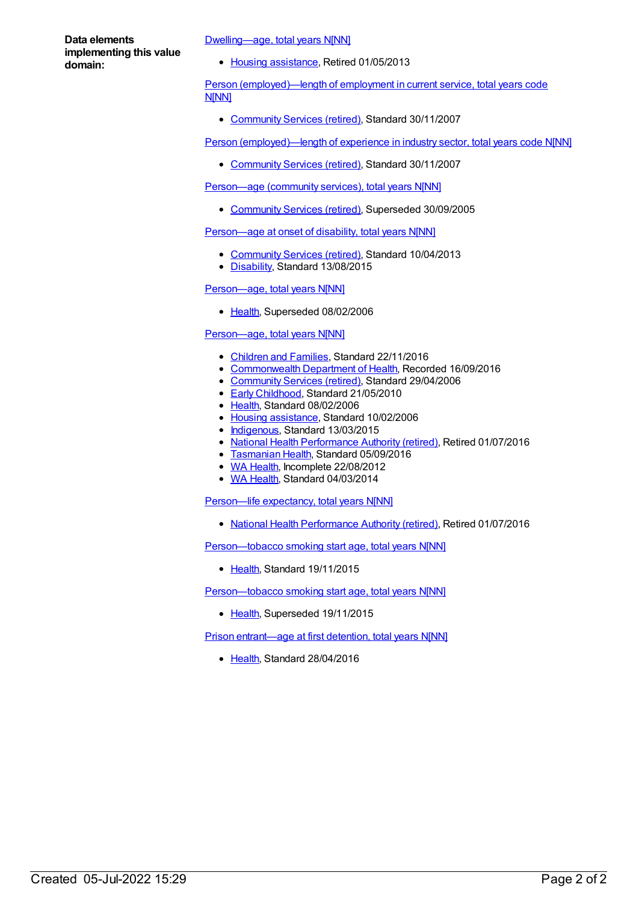**Data elements implementing this value domain:**

Dwelling—age, total years N[NN]

- Housing assistance, Retired 01/05/2013

Person (employed)—length of employment in current service, total years code N[NN]

- Community Services (retired), Standard 30/11/2007

Person (employed)—length of experience in industry sector, total years code N[NN]

- Community Services (retired), Standard 30/11/2007

Person—age (community services), total years N[NN]

- Community Services (retired), Superseded 30/09/2005

Person—age at onset of disability, total years N[NN]

- Community Services (retired), Standard 10/04/2013
- Disability, Standard 13/08/2015

Person—age, total years N[NN]

- Health, Superseded 08/02/2006

Person—age, total years N[NN]

- Children and Families, Standard 22/11/2016
- Commonwealth Department of Health, Recorded 16/09/2016
- Community Services (retired), Standard 29/04/2006
- Early Childhood, Standard 21/05/2010
- Health, Standard 08/02/2006
- Housing assistance, Standard 10/02/2006
- Indigenous, Standard 13/03/2015
- National Health Performance Authority (retired), Retired 01/07/2016
- Tasmanian Health, Standard 05/09/2016
- WA Health, Incomplete 22/08/2012
- WA Health, Standard 04/03/2014

Person—life expectancy, total years N[NN]

- National Health Performance Authority (retired), Retired 01/07/2016

Person—tobacco smoking start age, total years N[NN]

- Health, Standard 19/11/2015

Person—tobacco smoking start age, total years N[NN]

- Health, Superseded 19/11/2015

Prison entrant—age at first detention, total years N[NN]

- Health, Standard 28/04/2016